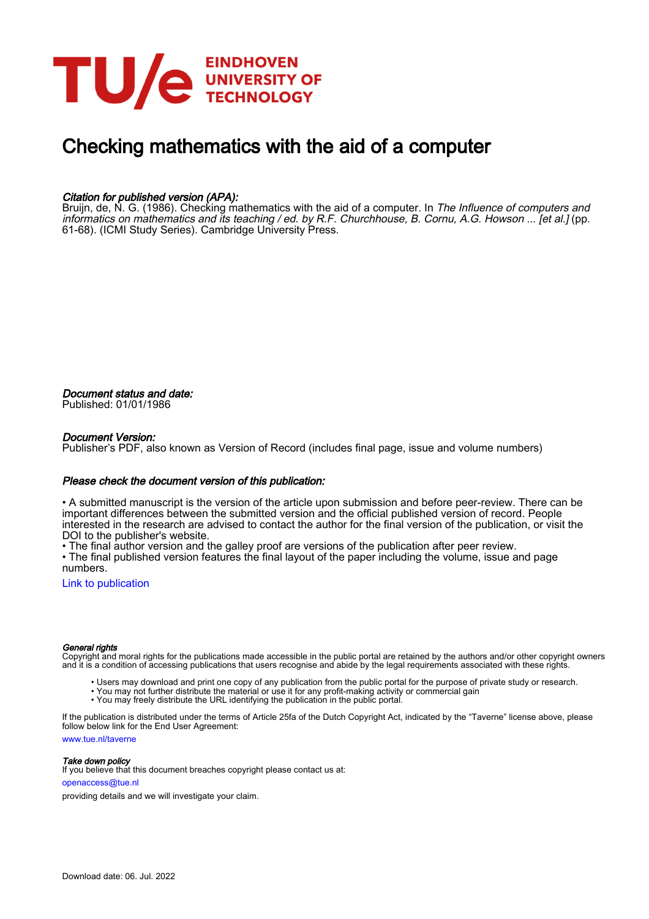EINDHOVEN UNIVERSITY OF TECHNOLOGY

# Checking mathematics with the aid of a computer

***Citation for published version (APA):***

Bruijn, de, N. G. (1986). Checking mathematics with the aid of a computer. In *The Influence of computers and informatics on mathematics and its teaching / ed. by R.F. Churchhouse, B. Cornu, A.G. Howson ... [et al.]* (pp. 61-68). (ICMI Study Series). Cambridge University Press.

***Document status and date:***

Published: 01/01/1986

***Document Version:***

Publisher's PDF, also known as Version of Record (includes final page, issue and volume numbers)

***Please check the document version of this publication:***

• A submitted manuscript is the version of the article upon submission and before peer-review. There can be important differences between the submitted version and the official published version of record. People interested in the research are advised to contact the author for the final version of the publication, or visit the DOI to the publisher's website.
• The final author version and the galley proof are versions of the publication after peer review.
• The final published version features the final layout of the paper including the volume, issue and page numbers.

Link to publication

***General rights***

Copyright and moral rights for the publications made accessible in the public portal are retained by the authors and/or other copyright owners and it is a condition of accessing publications that users recognise and abide by the legal requirements associated with these rights.

- Users may download and print one copy of any publication from the public portal for the purpose of private study or research.
- You may not further distribute the material or use it for any profit-making activity or commercial gain
- You may freely distribute the URL identifying the publication in the public portal.

If the publication is distributed under the terms of Article 25fa of the Dutch Copyright Act, indicated by the "Taverne" license above, please follow below link for the End User Agreement:

www.tue.nl/taverne

***Take down policy***

If you believe that this document breaches copyright please contact us at:

openaccess@tue.nl

providing details and we will investigate your claim.

Download date: 06. Jul. 2022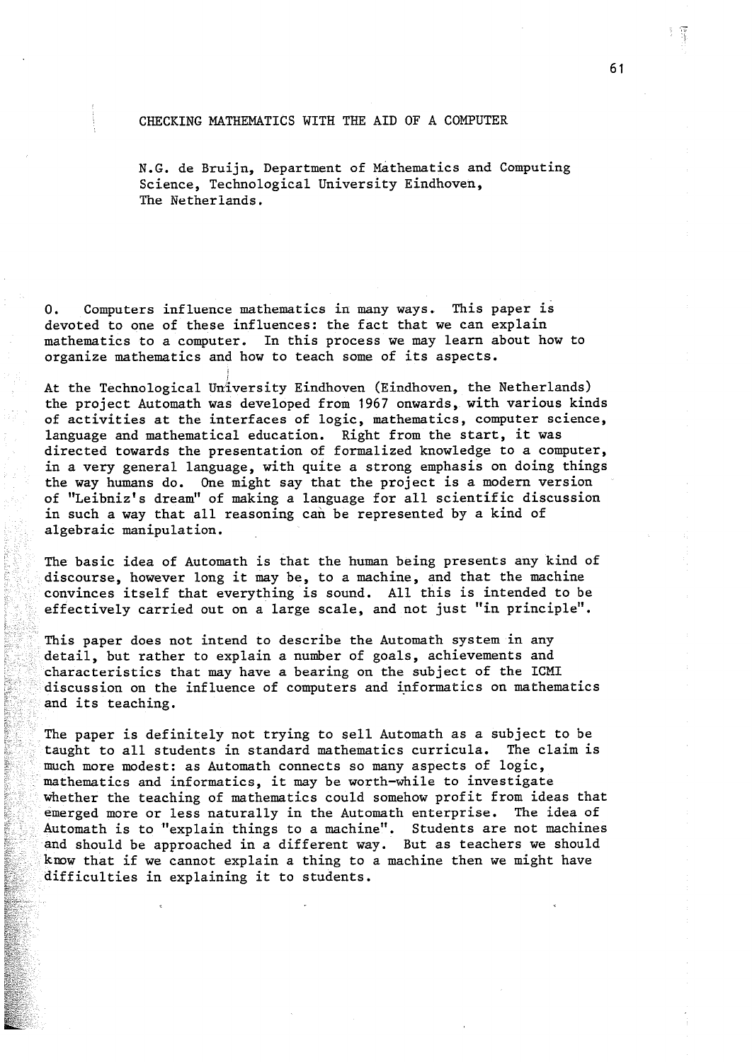# CHECKING MATHEMATICS WITH THE AID OF A COMPUTER

N.G. de Bruijn, Department of Mathematics and Computing Science, Technological University Eindhoven, The Netherlands.

0. Computers influence mathematics in many ways. This paper is devoted to one of these influences: the fact that we can explain mathematics to a computer. In this process we may learn about how to organize mathematics and how to teach some of its aspects.

At the Technological University Eindhoven (Eindhoven, the Netherlands) the project Automath was developed from 1967 onwards, with various kinds of activities at the interfaces of logic, mathematics, computer science, language and mathematical education. Right from the start, it was directed towards the presentation of formalized knowledge to a computer, in a very general language, with quite a strong emphasis on doing things the way humans do. One might say that the project is a modern version of "Leibniz's dream" of making a language for all scientific discussion in such a way that all reasoning can be represented by a kind of algebraic manipulation.

The basic idea of Automath is that the human being presents any kind of discourse, however long it may be, to a machine, and that the machine convinces itself that everything is sound. All this is intended to be effectively carried out on a large scale, and not just "in principle".

This paper does not intend to describe the Automath system in any detail, but rather to explain a number of goals, achievements and characteristics that may have a bearing on the subject of the ICMI discussion on the influence of computers and informatics on mathematics and its teaching.

The paper is definitely not trying to sell Automath as a subject to be taught to all students in standard mathematics curricula. The claim is much more modest: as Automath connects so many aspects of logic, mathematics and informatics, it may be worth-while to investigate whether the teaching of mathematics could somehow profit from ideas that emerged more or less naturally in the Automath enterprise. The idea of Automath is to "explain things to a machine". Students are not machines and should be approached in a different way. But as teachers we should know that if we cannot explain a thing to a machine then we might have difficulties in explaining it to students.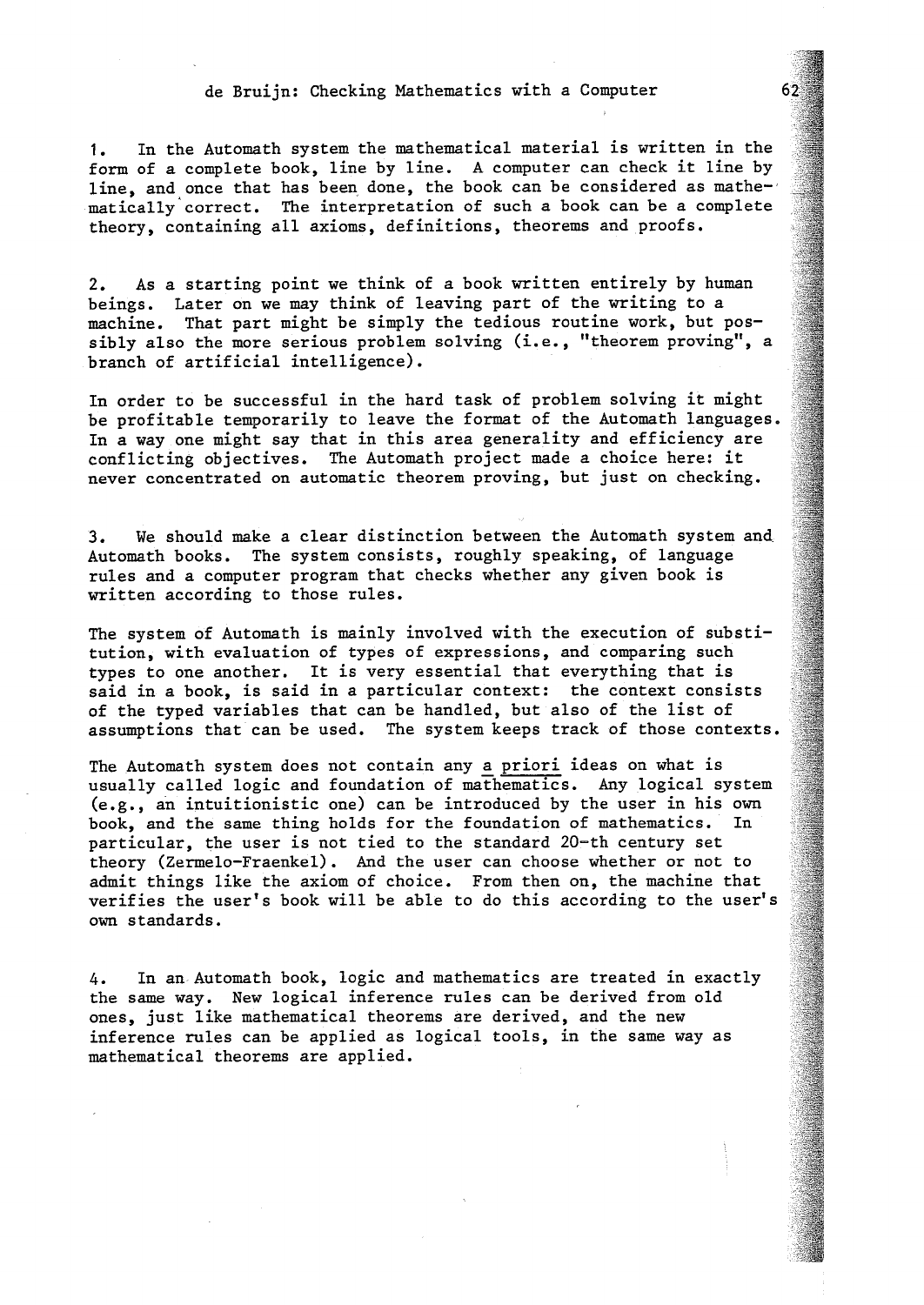1. In the Automath system the mathematical material is written in the form of a complete book, line by line. A computer can check it line by line, and once that has been done, the book can be considered as mathematically correct. The interpretation of such a book can be a complete theory, containing all axioms, definitions, theorems and proofs.

2. As a starting point we think of a book written entirely by human beings. Later on we may think of leaving part of the writing to a machine. That part might be simply the tedious routine work, but possibly also the more serious problem solving (i.e., "theorem proving", a branch of artificial intelligence).

In order to be successful in the hard task of problem solving it might be profitable temporarily to leave the format of the Automath languages. In a way one might say that in this area generality and efficiency are conflicting objectives. The Automath project made a choice here: it never concentrated on automatic theorem proving, but just on checking.

3. We should make a clear distinction between the Automath system and Automath books. The system consists, roughly speaking, of language rules and a computer program that checks whether any given book is written according to those rules.

The system of Automath is mainly involved with the execution of substitution, with evaluation of types of expressions, and comparing such types to one another. It is very essential that everything that is said in a book, is said in a particular context: the context consists of the typed variables that can be handled, but also of the list of assumptions that can be used. The system keeps track of those contexts.

The Automath system does not contain any *a priori* ideas on what is usually called logic and foundation of mathematics. Any logical system (e.g., an intuitionistic one) can be introduced by the user in his own book, and the same thing holds for the foundation of mathematics. In particular, the user is not tied to the standard 20-th century set theory (Zermelo-Fraenkel). And the user can choose whether or not to admit things like the axiom of choice. From then on, the machine that verifies the user's book will be able to do this according to the user's own standards.

4. In an Automath book, logic and mathematics are treated in exactly the same way. New logical inference rules can be derived from old ones, just like mathematical theorems are derived, and the new inference rules can be applied as logical tools, in the same way as mathematical theorems are applied.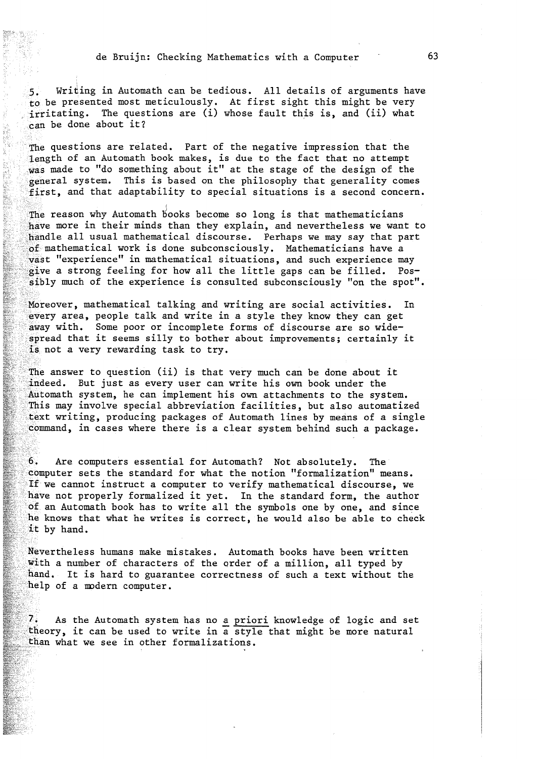5. Writing in Automath can be tedious. All details of arguments have to be presented most meticulously. At first sight this might be very irritating. The questions are (i) whose fault this is, and (ii) what can be done about it?

The questions are related. Part of the negative impression that the length of an Automath book makes, is due to the fact that no attempt was made to "do something about it" at the stage of the design of the general system. This is based on the philosophy that generality comes first, and that adaptability to special situations is a second concern.

The reason why Automath books become so long is that mathematicians have more in their minds than they explain, and nevertheless we want to handle all usual mathematical discourse. Perhaps we may say that part of mathematical work is done subconsciously. Mathematicians have a vast "experience" in mathematical situations, and such experience may give a strong feeling for how all the little gaps can be filled. Possibly much of the experience is consulted subconsciously "on the spot".

Moreover, mathematical talking and writing are social activities. In every area, people talk and write in a style they know they can get away with. Some poor or incomplete forms of discourse are so widespread that it seems silly to bother about improvements; certainly it is not a very rewarding task to try.

The answer to question (ii) is that very much can be done about it indeed. But just as every user can write his own book under the Automath system, he can implement his own attachments to the system. This may involve special abbreviation facilities, but also automatized text writing, producing packages of Automath lines by means of a single command, in cases where there is a clear system behind such a package.

6. Are computers essential for Automath? Not absolutely. The computer sets the standard for what the notion "formalization" means. If we cannot instruct a computer to verify mathematical discourse, we have not properly formalized it yet. In the standard form, the author of an Automath book has to write all the symbols one by one, and since he knows that what he writes is correct, he would also be able to check it by hand.

Nevertheless humans make mistakes. Automath books have been written with a number of characters of the order of a million, all typed by hand. It is hard to guarantee correctness of such a text without the help of a modern computer.

7. As the Automath system has no *a priori* knowledge of logic and set theory, it can be used to write in a style that might be more natural than what we see in other formalizations.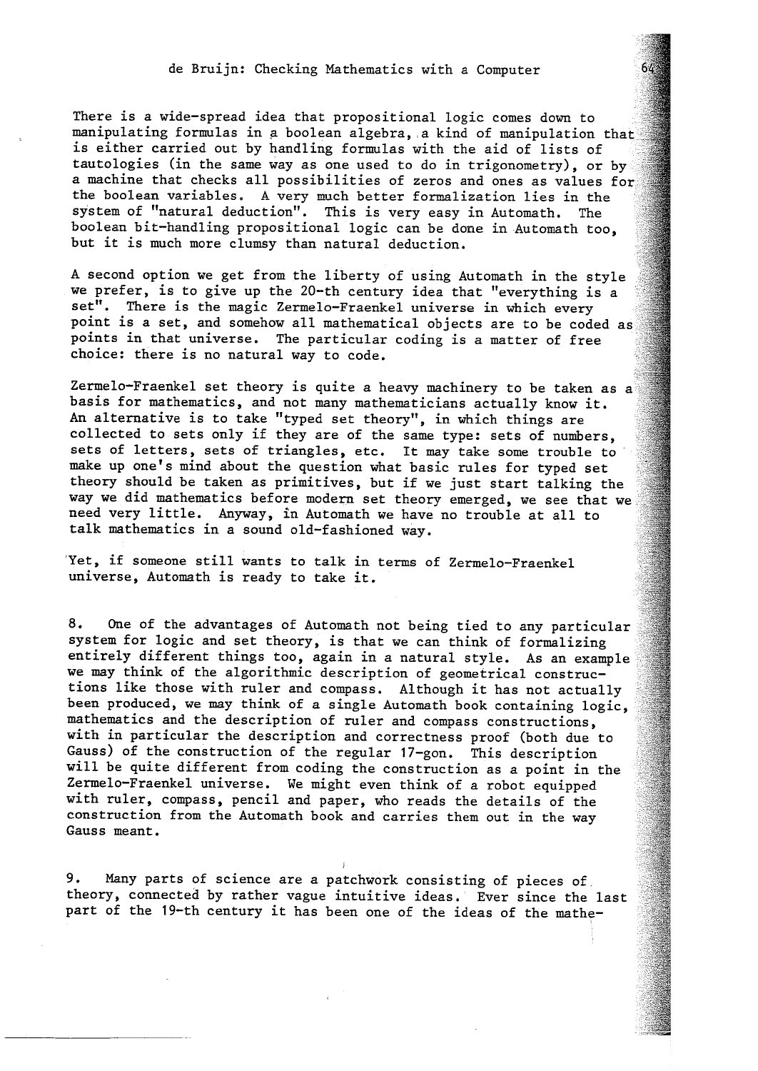There is a wide-spread idea that propositional logic comes down to manipulating formulas in a boolean algebra, a kind of manipulation that is either carried out by handling formulas with the aid of lists of tautologies (in the same way as one used to do in trigonometry), or by a machine that checks all possibilities of zeros and ones as values for the boolean variables. A very much better formalization lies in the system of "natural deduction". This is very easy in Automath. The boolean bit-handling propositional logic can be done in Automath too, but it is much more clumsy than natural deduction.

A second option we get from the liberty of using Automath in the style we prefer, is to give up the 20-th century idea that "everything is a set". There is the magic Zermelo-Fraenkel universe in which every point is a set, and somehow all mathematical objects are to be coded as points in that universe. The particular coding is a matter of free choice: there is no natural way to code.

Zermelo-Fraenkel set theory is quite a heavy machinery to be taken as a basis for mathematics, and not many mathematicians actually know it. An alternative is to take "typed set theory", in which things are collected to sets only if they are of the same type: sets of numbers, sets of letters, sets of triangles, etc. It may take some trouble to make up one's mind about the question what basic rules for typed set theory should be taken as primitives, but if we just start talking the way we did mathematics before modern set theory emerged, we see that we need very little. Anyway, in Automath we have no trouble at all to talk mathematics in a sound old-fashioned way.

Yet, if someone still wants to talk in terms of Zermelo-Fraenkel universe, Automath is ready to take it.

8. One of the advantages of Automath not being tied to any particular system for logic and set theory, is that we can think of formalizing entirely different things too, again in a natural style. As an example we may think of the algorithmic description of geometrical constructions like those with ruler and compass. Although it has not actually been produced, we may think of a single Automath book containing logic, mathematics and the description of ruler and compass constructions, with in particular the description and correctness proof (both due to Gauss) of the construction of the regular 17-gon. This description will be quite different from coding the construction as a point in the Zermelo-Fraenkel universe. We might even think of a robot equipped with ruler, compass, pencil and paper, who reads the details of the construction from the Automath book and carries them out in the way Gauss meant.

9. Many parts of science are a patchwork consisting of pieces of theory, connected by rather vague intuitive ideas. Ever since the last part of the 19-th century it has been one of the ideas of the mathe-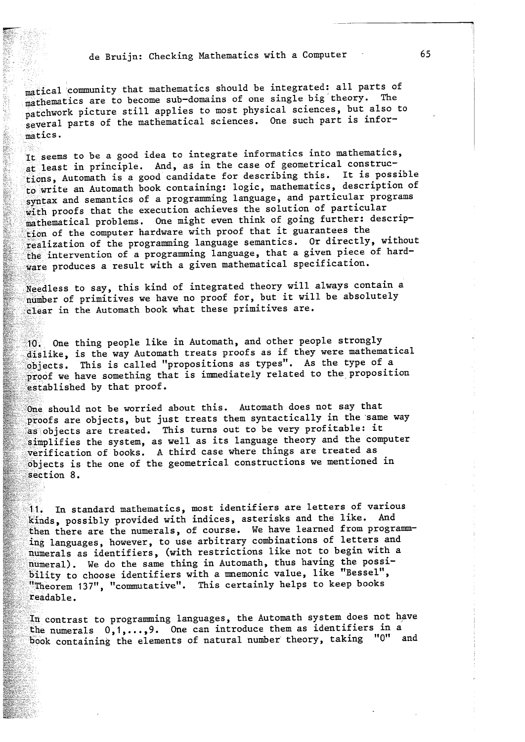matical community that mathematics should be integrated: all parts of mathematics are to become sub-domains of one single big theory. The patchwork picture still applies to most physical sciences, but also to several parts of the mathematical sciences. One such part is informatics.

It seems to be a good idea to integrate informatics into mathematics, at least in principle. And, as in the case of geometrical constructions, Automath is a good candidate for describing this. It is possible to write an Automath book containing: logic, mathematics, description of syntax and semantics of a programming language, and particular programs with proofs that the execution achieves the solution of particular mathematical problems. One might even think of going further: description of the computer hardware with proof that it guarantees the realization of the programming language semantics. Or directly, without the intervention of a programming language, that a given piece of hardware produces a result with a given mathematical specification.

Needless to say, this kind of integrated theory will always contain a number of primitives we have no proof for, but it will be absolutely clear in the Automath book what these primitives are.

10. One thing people like in Automath, and other people strongly dislike, is the way Automath treats proofs as if they were mathematical objects. This is called "propositions as types". As the type of a proof we have something that is immediately related to the proposition established by that proof.

One should not be worried about this. Automath does not say that proofs are objects, but just treats them syntactically in the same way as objects are treated. This turns out to be very profitable: it simplifies the system, as well as its language theory and the computer verification of books. A third case where things are treated as objects is the one of the geometrical constructions we mentioned in section 8.

11. In standard mathematics, most identifiers are letters of various kinds, possibly provided with indices, asterisks and the like. And then there are the numerals, of course. We have learned from programming languages, however, to use arbitrary combinations of letters and numerals as identifiers, (with restrictions like not to begin with a numeral). We do the same thing in Automath, thus having the possibility to choose identifiers with a mnemonic value, like "Bessel", "Theorem 137", "commutative". This certainly helps to keep books readable.

In contrast to programming languages, the Automath system does not have the numerals 0,1,...,9. One can introduce them as identifiers in a book containing the elements of natural number theory, taking "0" and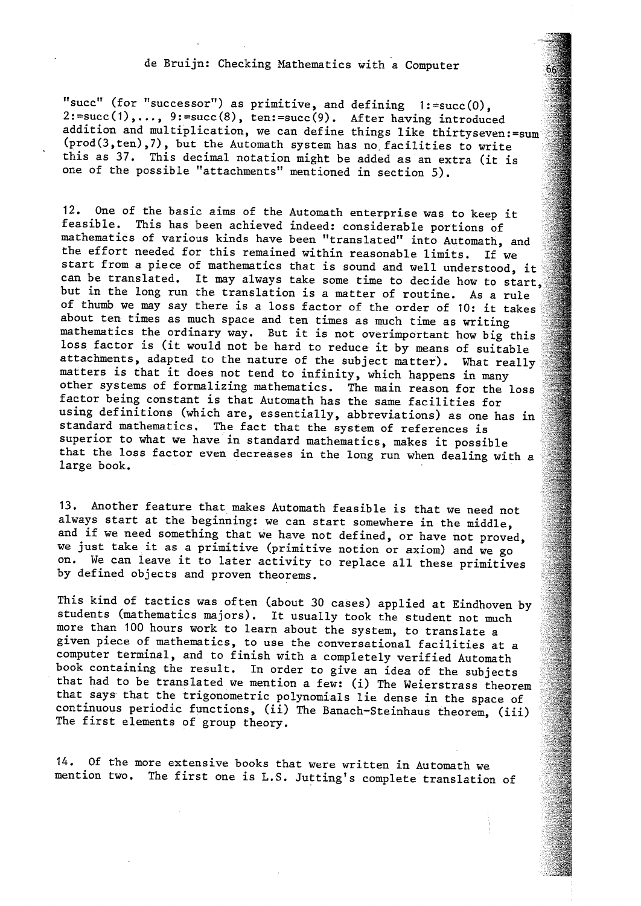"succ" (for "successor") as primitive, and defining 1:=succ(0), 2:=succ(1),..., 9:=succ(8), ten:=succ(9). After having introduced addition and multiplication, we can define things like thirtyseven:=sum (prod(3,ten),7), but the Automath system has no facilities to write this as 37. This decimal notation might be added as an extra (it is one of the possible "attachments" mentioned in section 5).

12. One of the basic aims of the Automath enterprise was to keep it feasible. This has been achieved indeed: considerable portions of mathematics of various kinds have been "translated" into Automath, and the effort needed for this remained within reasonable limits. If we start from a piece of mathematics that is sound and well understood, it can be translated. It may always take some time to decide how to start, but in the long run the translation is a matter of routine. As a rule of thumb we may say there is a loss factor of the order of 10: it takes about ten times as much space and ten times as much time as writing mathematics the ordinary way. But it is not overimportant how big this loss factor is (it would not be hard to reduce it by means of suitable attachments, adapted to the nature of the subject matter). What really matters is that it does not tend to infinity, which happens in many other systems of formalizing mathematics. The main reason for the loss factor being constant is that Automath has the same facilities for using definitions (which are, essentially, abbreviations) as one has in standard mathematics. The fact that the system of references is superior to what we have in standard mathematics, makes it possible that the loss factor even decreases in the long run when dealing with a large book.

13. Another feature that makes Automath feasible is that we need not always start at the beginning: we can start somewhere in the middle, and if we need something that we have not defined, or have not proved, we just take it as a primitive (primitive notion or axiom) and we go on. We can leave it to later activity to replace all these primitives by defined objects and proven theorems.

This kind of tactics was often (about 30 cases) applied at Eindhoven by students (mathematics majors). It usually took the student not much more than 100 hours work to learn about the system, to translate a given piece of mathematics, to use the conversational facilities at a computer terminal, and to finish with a completely verified Automath book containing the result. In order to give an idea of the subjects that had to be translated we mention a few: (i) The Weierstrass theorem that says that the trigonometric polynomials lie dense in the space of continuous periodic functions, (ii) The Banach-Steinhaus theorem, (iii) The first elements of group theory.

14. Of the more extensive books that were written in Automath we mention two. The first one is L.S. Jutting's complete translation of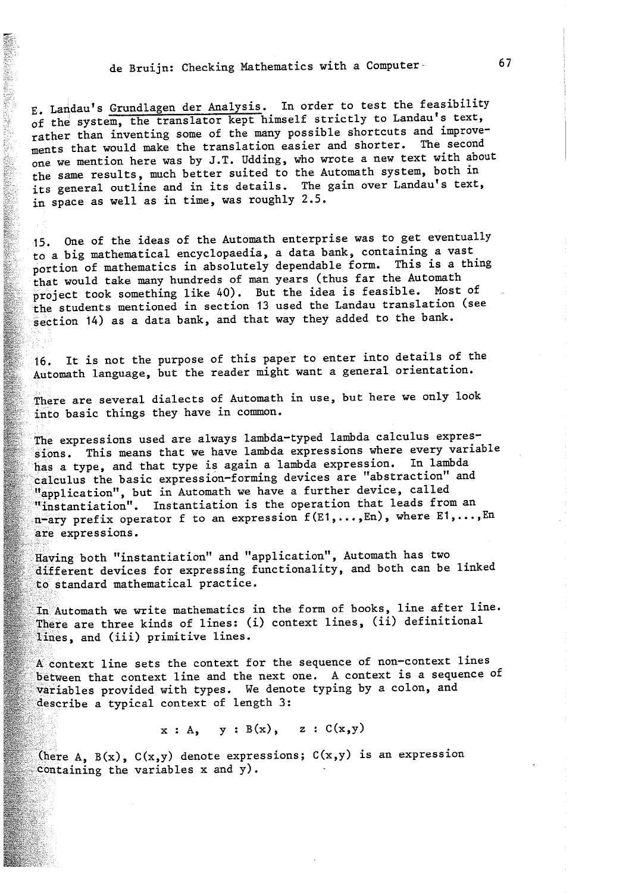E. Landau's <u>Grundlagen der Analysis</u>. In order to test the feasibility of the system, the translator kept himself strictly to Landau's text, rather than inventing some of the many possible shortcuts and improvements that would make the translation easier and shorter. The second one we mention here was by J.T. Udding, who wrote a new text with about the same results, much better suited to the Automath system, both in its general outline and in its details. The gain over Landau's text, in space as well as in time, was roughly 2.5.

15. One of the ideas of the Automath enterprise was to get eventually to a big mathematical encyclopaedia, a data bank, containing a vast portion of mathematics in absolutely dependable form. This is a thing that would take many hundreds of man years (thus far the Automath project took something like 40). But the idea is feasible. Most of the students mentioned in section 13 used the Landau translation (see section 14) as a data bank, and that way they added to the bank.

16. It is not the purpose of this paper to enter into details of the Automath language, but the reader might want a general orientation.

There are several dialects of Automath in use, but here we only look into basic things they have in common.

The expressions used are always lambda-typed lambda calculus expressions. This means that we have lambda expressions where every variable has a type, and that type is again a lambda expression. In lambda calculus the basic expression-forming devices are "abstraction" and "application", but in Automath we have a further device, called "instantiation". Instantiation is the operation that leads from an n-ary prefix operator f to an expression $f(E1,\ldots,En)$, where $E1,\ldots,En$ are expressions.

Having both "instantiation" and "application", Automath has two different devices for expressing functionality, and both can be linked to standard mathematical practice.

In Automath we write mathematics in the form of books, line after line. There are three kinds of lines: (i) context lines, (ii) definitional lines, and (iii) primitive lines.

A context line sets the context for the sequence of non-context lines between that context line and the next one. A context is a sequence of variables provided with types. We denote typing by a colon, and describe a typical context of length 3:

$$x : A, \quad y : B(x), \quad z : C(x,y)$$

(here $A$, $B(x)$, $C(x,y)$ denote expressions; $C(x,y)$ is an expression containing the variables $x$ and $y$).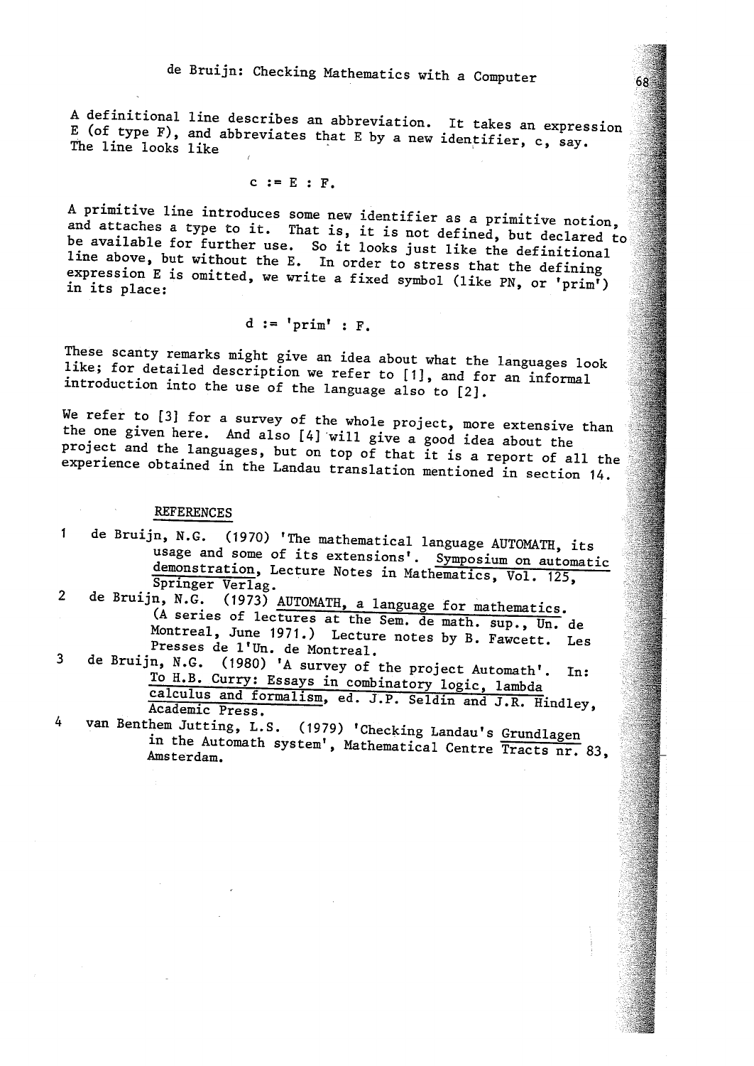A definitional line describes an abbreviation. It takes an expression E (of type F), and abbreviates that E by a new identifier, c, say. The line looks like

c := E : F.

A primitive line introduces some new identifier as a primitive notion, and attaches a type to it. That is, it is not defined, but declared to be available for further use. So it looks just like the definitional line above, but without the E. In order to stress that the defining expression E is omitted, we write a fixed symbol (like PN, or 'prim') in its place:

d := 'prim' : F.

These scanty remarks might give an idea about what the languages look like; for detailed description we refer to [1], and for an informal introduction into the use of the language also to [2].

We refer to [3] for a survey of the whole project, more extensive than the one given here. And also [4] will give a good idea about the project and the languages, but on top of that it is a report of all the experience obtained in the Landau translation mentioned in section 14.

## REFERENCES

1 de Bruijn, N.G. (1970) 'The mathematical language AUTOMATH, its usage and some of its extensions'. Symposium on automatic demonstration, Lecture Notes in Mathematics, Vol. 125, Springer Verlag.

2 de Bruijn, N.G. (1973) AUTOMATH, a language for mathematics. (A series of lectures at the Sem. de math. sup., Un. de Montreal, June 1971.) Lecture notes by B. Fawcett. Les Presses de l'Un. de Montreal.

3 de Bruijn, N.G. (1980) 'A survey of the project Automath'. In: To H.B. Curry: Essays in combinatory logic, lambda calculus and formalism, ed. J.P. Seldin and J.R. Hindley, Academic Press.

4 van Benthem Jutting, L.S. (1979) 'Checking Landau's Grundlagen in the Automath system', Mathematical Centre Tracts nr. 83, Amsterdam.